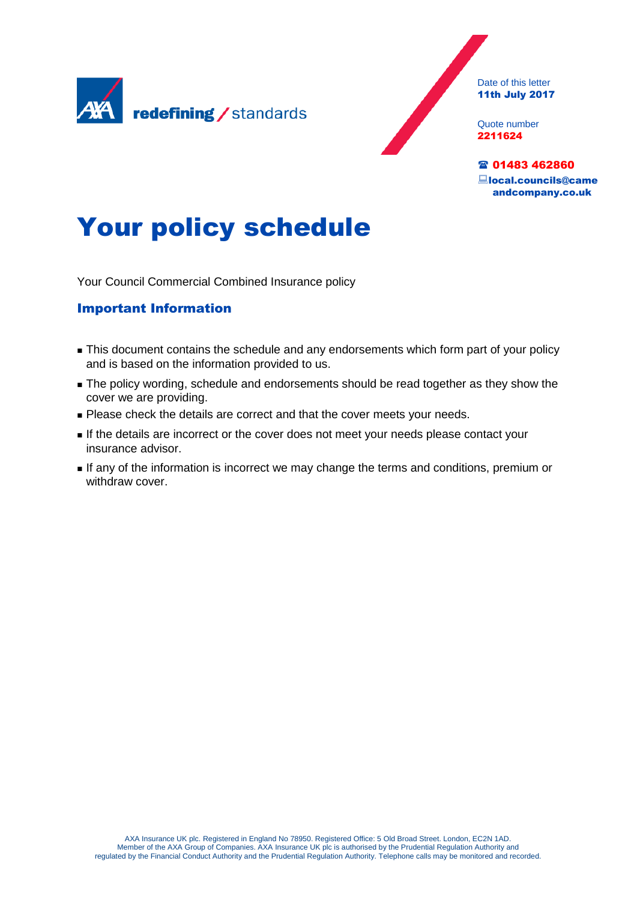redefining / standards

Date of this letter
**11th July 2017**

Quote number
**2211624**

**01483 462860**
**local.councils@cameandcompany.co.uk**

# Your policy schedule

Your Council Commercial Combined Insurance policy

## Important Information

- This document contains the schedule and any endorsements which form part of your policy and is based on the information provided to us.
- The policy wording, schedule and endorsements should be read together as they show the cover we are providing.
- Please check the details are correct and that the cover meets your needs.
- If the details are incorrect or the cover does not meet your needs please contact your insurance advisor.
- If any of the information is incorrect we may change the terms and conditions, premium or withdraw cover.

AXA Insurance UK plc. Registered in England No 78950. Registered Office: 5 Old Broad Street. London, EC2N 1AD. Member of the AXA Group of Companies. AXA Insurance UK plc is authorised by the Prudential Regulation Authority and regulated by the Financial Conduct Authority and the Prudential Regulation Authority. Telephone calls may be monitored and recorded.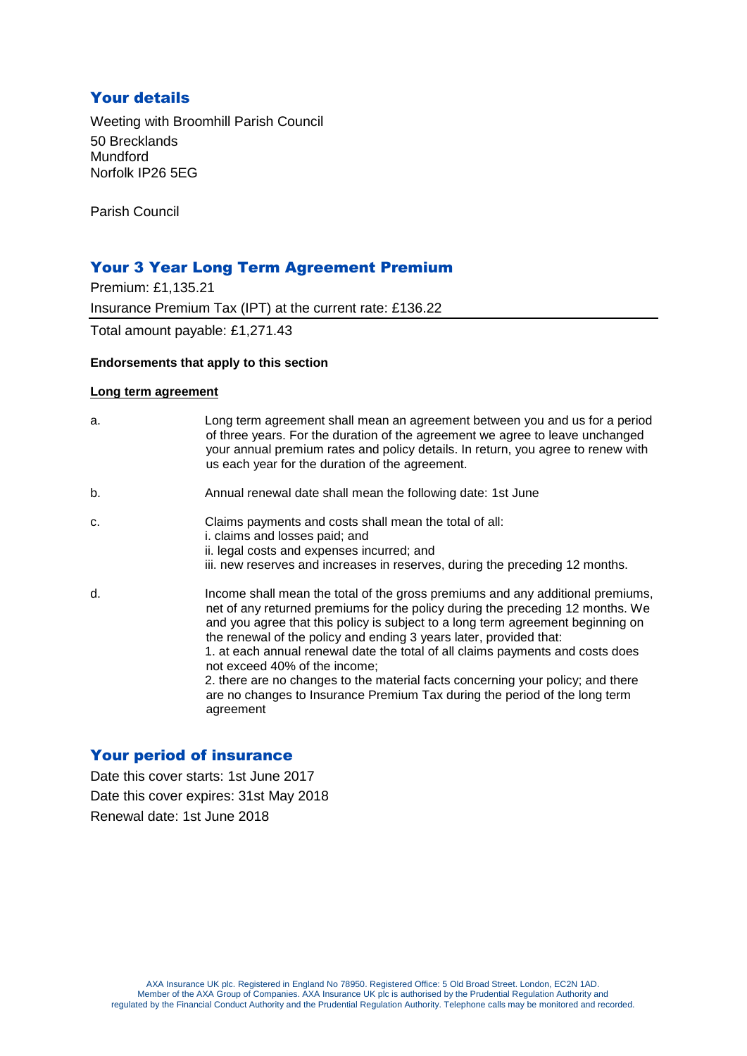## Your details

Weeting with Broomhill Parish Council
50 Brecklands
Mundford
Norfolk IP26 5EG

Parish Council

## Your 3 Year Long Term Agreement Premium

Premium: £1,135.21

Insurance Premium Tax (IPT) at the current rate: £136.22

Total amount payable: £1,271.43

**Endorsements that apply to this section**

**Long term agreement**

a. Long term agreement shall mean an agreement between you and us for a period of three years. For the duration of the agreement we agree to leave unchanged your annual premium rates and policy details. In return, you agree to renew with us each year for the duration of the agreement.

b. Annual renewal date shall mean the following date: 1st June

c. Claims payments and costs shall mean the total of all:
i. claims and losses paid; and
ii. legal costs and expenses incurred; and
iii. new reserves and increases in reserves, during the preceding 12 months.

d. Income shall mean the total of the gross premiums and any additional premiums, net of any returned premiums for the policy during the preceding 12 months. We and you agree that this policy is subject to a long term agreement beginning on the renewal of the policy and ending 3 years later, provided that:
1. at each annual renewal date the total of all claims payments and costs does not exceed 40% of the income;
2. there are no changes to the material facts concerning your policy; and there are no changes to Insurance Premium Tax during the period of the long term agreement

## Your period of insurance

Date this cover starts: 1st June 2017

Date this cover expires: 31st May 2018

Renewal date: 1st June 2018

AXA Insurance UK plc. Registered in England No 78950. Registered Office: 5 Old Broad Street. London, EC2N 1AD. Member of the AXA Group of Companies. AXA Insurance UK plc is authorised by the Prudential Regulation Authority and regulated by the Financial Conduct Authority and the Prudential Regulation Authority. Telephone calls may be monitored and recorded.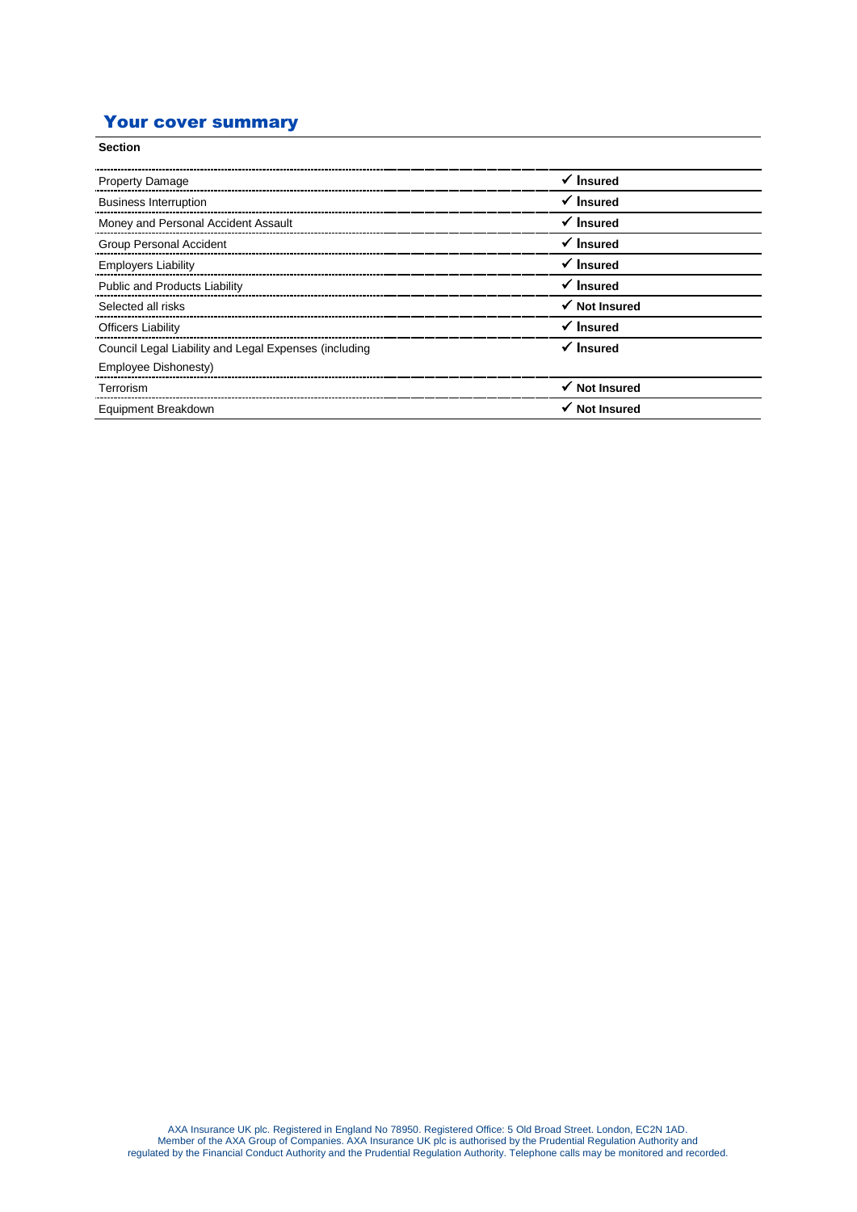## Your cover summary

| Section | |
|---|---|
| Property Damage | ✓ **Insured** |
| Business Interruption | ✓ **Insured** |
| Money and Personal Accident Assault | ✓ **Insured** |
| Group Personal Accident | ✓ **Insured** |
| Employers Liability | ✓ **Insured** |
| Public and Products Liability | ✓ **Insured** |
| Selected all risks | ✓ **Not Insured** |
| Officers Liability | ✓ **Insured** |
| Council Legal Liability and Legal Expenses (including Employee Dishonesty) | ✓ **Insured** |
| Terrorism | ✓ **Not Insured** |
| Equipment Breakdown | ✓ **Not Insured** |

AXA Insurance UK plc. Registered in England No 78950. Registered Office: 5 Old Broad Street. London, EC2N 1AD. Member of the AXA Group of Companies. AXA Insurance UK plc is authorised by the Prudential Regulation Authority and regulated by the Financial Conduct Authority and the Prudential Regulation Authority. Telephone calls may be monitored and recorded.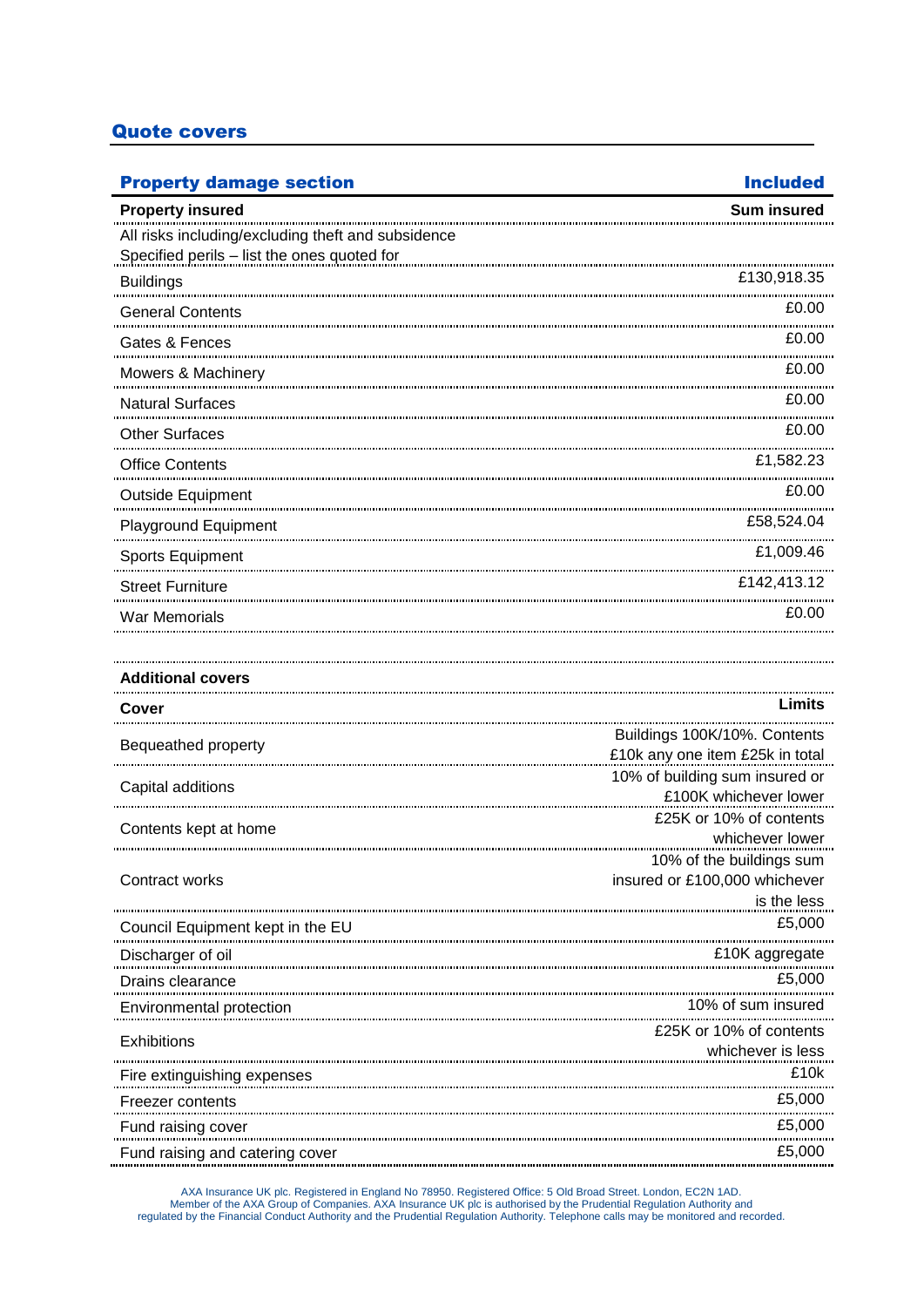## Quote covers

| Property damage section | Included |
|---|---|
| **Property insured** | **Sum insured** |
| All risks including/excluding theft and subsidence<br>Specified perils – list the ones quoted for | |
| Buildings | £130,918.35 |
| General Contents | £0.00 |
| Gates & Fences | £0.00 |
| Mowers & Machinery | £0.00 |
| Natural Surfaces | £0.00 |
| Other Surfaces | £0.00 |
| Office Contents | £1,582.23 |
| Outside Equipment | £0.00 |
| Playground Equipment | £58,524.04 |
| Sports Equipment | £1,009.46 |
| Street Furniture | £142,413.12 |
| War Memorials | £0.00 |

**Additional covers**

| Cover | Limits |
|---|---|
| Bequeathed property | Buildings 100K/10%. Contents £10k any one item £25k in total |
| Capital additions | 10% of building sum insured or £100K whichever lower |
| Contents kept at home | £25K or 10% of contents whichever lower |
| Contract works | 10% of the buildings sum insured or £100,000 whichever is the less |
| Council Equipment kept in the EU | £5,000 |
| Discharger of oil | £10K aggregate |
| Drains clearance | £5,000 |
| Environmental protection | 10% of sum insured |
| Exhibitions | £25K or 10% of contents whichever is less |
| Fire extinguishing expenses | £10k |
| Freezer contents | £5,000 |
| Fund raising cover | £5,000 |
| Fund raising and catering cover | £5,000 |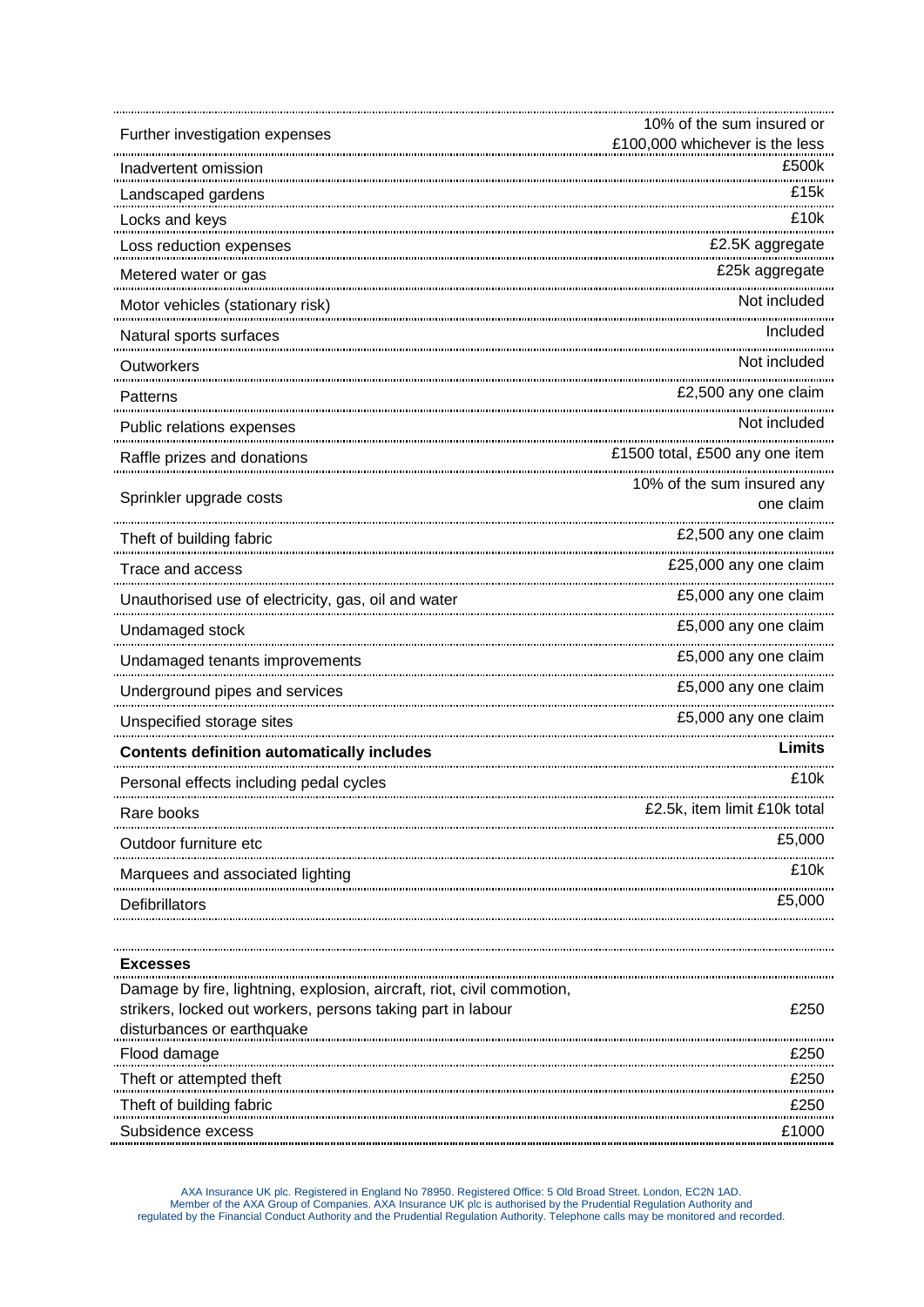| | |
|---|---|
| Further investigation expenses | 10% of the sum insured or £100,000 whichever is the less |
| Inadvertent omission | £500k |
| Landscaped gardens | £15k |
| Locks and keys | £10k |
| Loss reduction expenses | £2.5K aggregate |
| Metered water or gas | £25k aggregate |
| Motor vehicles (stationary risk) | Not included |
| Natural sports surfaces | Included |
| Outworkers | Not included |
| Patterns | £2,500 any one claim |
| Public relations expenses | Not included |
| Raffle prizes and donations | £1500 total, £500 any one item |
| Sprinkler upgrade costs | 10% of the sum insured any one claim |
| Theft of building fabric | £2,500 any one claim |
| Trace and access | £25,000 any one claim |
| Unauthorised use of electricity, gas, oil and water | £5,000 any one claim |
| Undamaged stock | £5,000 any one claim |
| Undamaged tenants improvements | £5,000 any one claim |
| Underground pipes and services | £5,000 any one claim |
| Unspecified storage sites | £5,000 any one claim |
| **Contents definition automatically includes** | **Limits** |
| Personal effects including pedal cycles | £10k |
| Rare books | £2.5k, item limit £10k total |
| Outdoor furniture etc | £5,000 |
| Marquees and associated lighting | £10k |
| Defibrillators | £5,000 |

| **Excesses** | |
|---|---|
| Damage by fire, lightning, explosion, aircraft, riot, civil commotion, strikers, locked out workers, persons taking part in labour disturbances or earthquake | £250 |
| Flood damage | £250 |
| Theft or attempted theft | £250 |
| Theft of building fabric | £250 |
| Subsidence excess | £1000 |

AXA Insurance UK plc. Registered in England No 78950. Registered Office: 5 Old Broad Street. London, EC2N 1AD. Member of the AXA Group of Companies. AXA Insurance UK plc is authorised by the Prudential Regulation Authority and regulated by the Financial Conduct Authority and the Prudential Regulation Authority. Telephone calls may be monitored and recorded.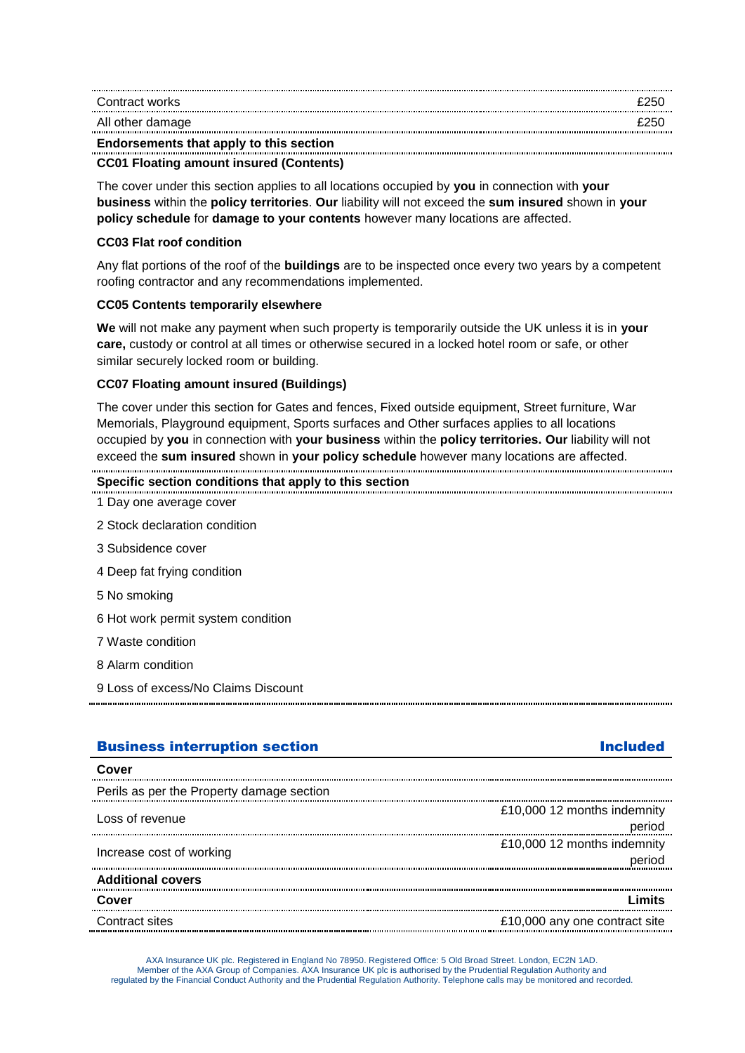| | |
|---|---|
| Contract works | £250 |
| All other damage | £250 |

**Endorsements that apply to this section**

**CC01 Floating amount insured (Contents)**

The cover under this section applies to all locations occupied by **you** in connection with **your business** within the **policy territories**. **Our** liability will not exceed the **sum insured** shown in **your policy schedule** for **damage to your contents** however many locations are affected.

**CC03 Flat roof condition**

Any flat portions of the roof of the **buildings** are to be inspected once every two years by a competent roofing contractor and any recommendations implemented.

**CC05 Contents temporarily elsewhere**

**We** will not make any payment when such property is temporarily outside the UK unless it is in **your care,** custody or control at all times or otherwise secured in a locked hotel room or safe, or other similar securely locked room or building.

**CC07 Floating amount insured (Buildings)**

The cover under this section for Gates and fences, Fixed outside equipment, Street furniture, War Memorials, Playground equipment, Sports surfaces and Other surfaces applies to all locations occupied by **you** in connection with **your business** within the **policy territories. Our** liability will not exceed the **sum insured** shown in **your policy schedule** however many locations are affected.

**Specific section conditions that apply to this section**

1 Day one average cover

2 Stock declaration condition

3 Subsidence cover

4 Deep fat frying condition

5 No smoking

6 Hot work permit system condition

7 Waste condition

8 Alarm condition

9 Loss of excess/No Claims Discount

## Business interruption section — Included

| **Cover** | |
|---|---|
| Perils as per the Property damage section | |
| Loss of revenue | £10,000 12 months indemnity period |
| Increase cost of working | £10,000 12 months indemnity period |

**Additional covers**

| **Cover** | **Limits** |
|---|---|
| Contract sites | £10,000 any one contract site |

AXA Insurance UK plc. Registered in England No 78950. Registered Office: 5 Old Broad Street. London, EC2N 1AD. Member of the AXA Group of Companies. AXA Insurance UK plc is authorised by the Prudential Regulation Authority and regulated by the Financial Conduct Authority and the Prudential Regulation Authority. Telephone calls may be monitored and recorded.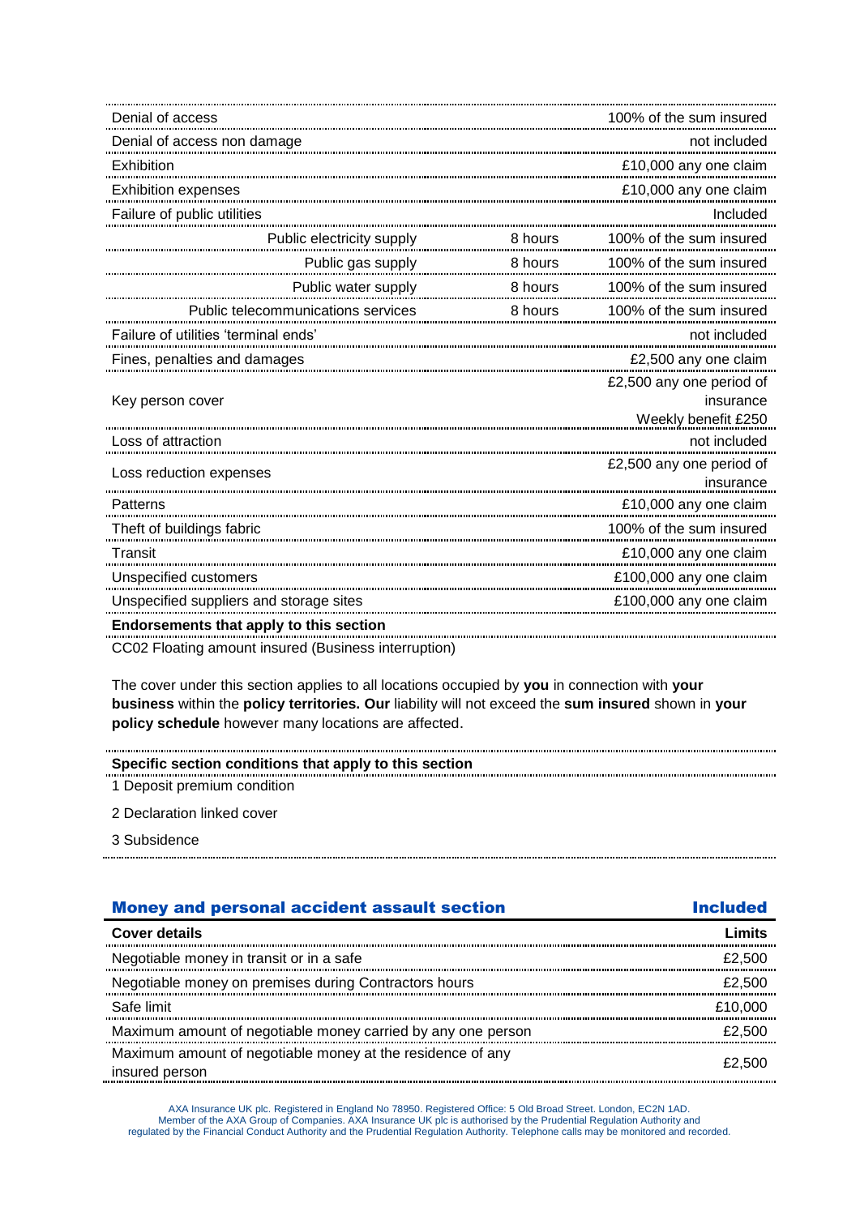| | | |
|---|---|---|
| Denial of access | | 100% of the sum insured |
| Denial of access non damage | | not included |
| Exhibition | | £10,000 any one claim |
| Exhibition expenses | | £10,000 any one claim |
| Failure of public utilities | | Included |
| Public electricity supply | 8 hours | 100% of the sum insured |
| Public gas supply | 8 hours | 100% of the sum insured |
| Public water supply | 8 hours | 100% of the sum insured |
| Public telecommunications services | 8 hours | 100% of the sum insured |
| Failure of utilities 'terminal ends' | | not included |
| Fines, penalties and damages | | £2,500 any one claim |
| Key person cover | | £2,500 any one period of insurance Weekly benefit £250 |
| Loss of attraction | | not included |
| Loss reduction expenses | | £2,500 any one period of insurance |
| Patterns | | £10,000 any one claim |
| Theft of buildings fabric | | 100% of the sum insured |
| Transit | | £10,000 any one claim |
| Unspecified customers | | £100,000 any one claim |
| Unspecified suppliers and storage sites | | £100,000 any one claim |

**Endorsements that apply to this section**

CC02 Floating amount insured (Business interruption)

The cover under this section applies to all locations occupied by **you** in connection with **your business** within the **policy territories. Our** liability will not exceed the **sum insured** shown in **your policy schedule** however many locations are affected.

**Specific section conditions that apply to this section**

1 Deposit premium condition

2 Declaration linked cover

3 Subsidence

## Money and personal accident assault section — Included

| Cover details | Limits |
|---|---|
| Negotiable money in transit or in a safe | £2,500 |
| Negotiable money on premises during Contractors hours | £2,500 |
| Safe limit | £10,000 |
| Maximum amount of negotiable money carried by any one person | £2,500 |
| Maximum amount of negotiable money at the residence of any insured person | £2,500 |

AXA Insurance UK plc. Registered in England No 78950. Registered Office: 5 Old Broad Street. London, EC2N 1AD. Member of the AXA Group of Companies. AXA Insurance UK plc is authorised by the Prudential Regulation Authority and regulated by the Financial Conduct Authority and the Prudential Regulation Authority. Telephone calls may be monitored and recorded.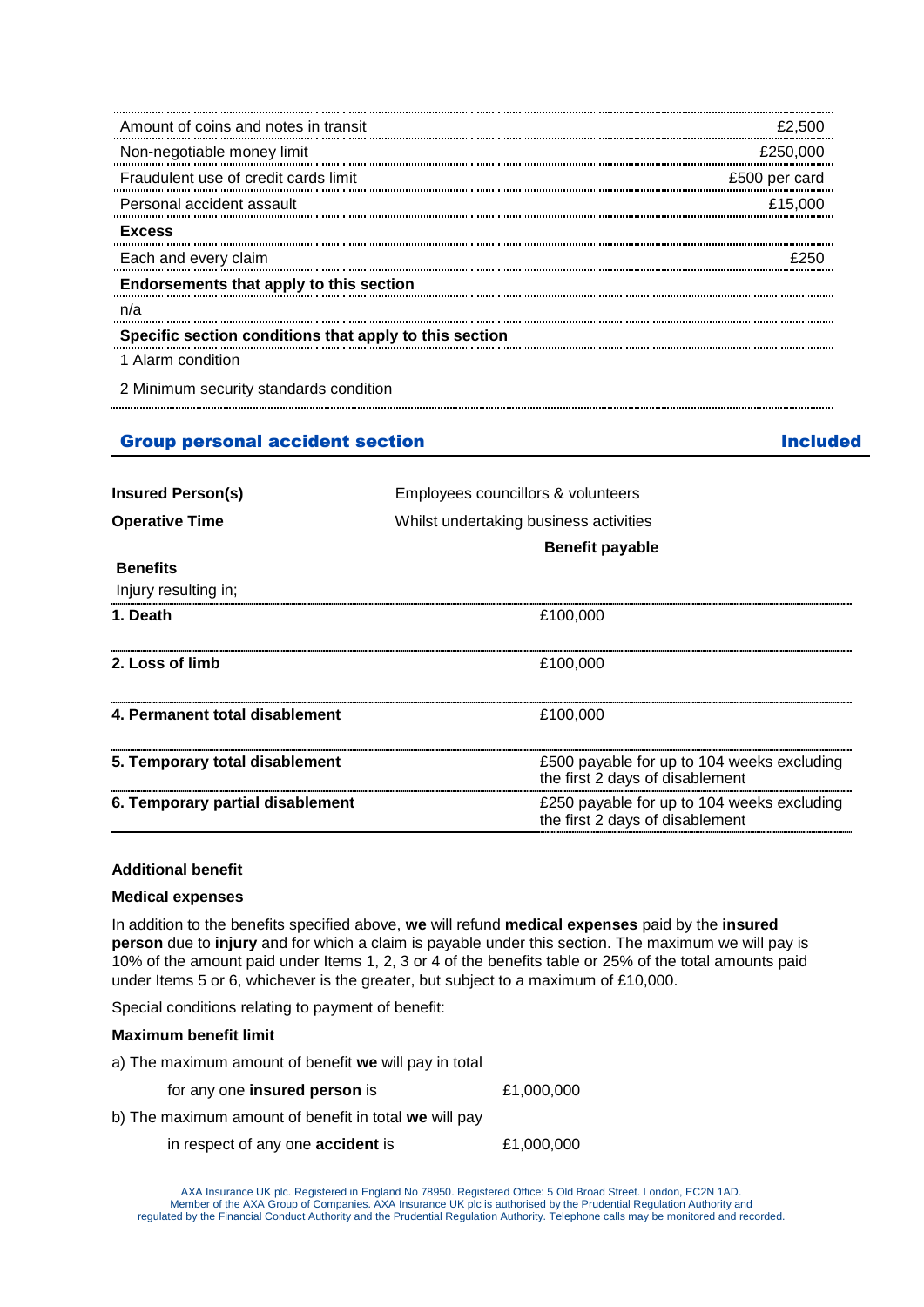| | |
|---|---|
| Amount of coins and notes in transit | £2,500 |
| Non-negotiable money limit | £250,000 |
| Fraudulent use of credit cards limit | £500 per card |
| Personal accident assault | £15,000 |
| **Excess** | |
| Each and every claim | £250 |
| **Endorsements that apply to this section** | |
| n/a | |
| **Specific section conditions that apply to this section** | |
| 1 Alarm condition | |
| 2 Minimum security standards condition | |

## Group personal accident section — Included

| | |
|---|---|
| **Insured Person(s)** | Employees councillors & volunteers |
| **Operative Time** | Whilst undertaking business activities |

| **Benefits** Injury resulting in; | **Benefit payable** |
|---|---|
| **1. Death** | £100,000 |
| **2. Loss of limb** | £100,000 |
| **4. Permanent total disablement** | £100,000 |
| **5. Temporary total disablement** | £500 payable for up to 104 weeks excluding the first 2 days of disablement |
| **6. Temporary partial disablement** | £250 payable for up to 104 weeks excluding the first 2 days of disablement |

**Additional benefit**

**Medical expenses**

In addition to the benefits specified above, **we** will refund **medical expenses** paid by the **insured person** due to **injury** and for which a claim is payable under this section. The maximum we will pay is 10% of the amount paid under Items 1, 2, 3 or 4 of the benefits table or 25% of the total amounts paid under Items 5 or 6, whichever is the greater, but subject to a maximum of £10,000.

Special conditions relating to payment of benefit:

**Maximum benefit limit**

a) The maximum amount of benefit **we** will pay in total for any one **insured person** is £1,000,000

b) The maximum amount of benefit in total **we** will pay in respect of any one **accident** is £1,000,000

AXA Insurance UK plc. Registered in England No 78950. Registered Office: 5 Old Broad Street. London, EC2N 1AD. Member of the AXA Group of Companies. AXA Insurance UK plc is authorised by the Prudential Regulation Authority and regulated by the Financial Conduct Authority and the Prudential Regulation Authority. Telephone calls may be monitored and recorded.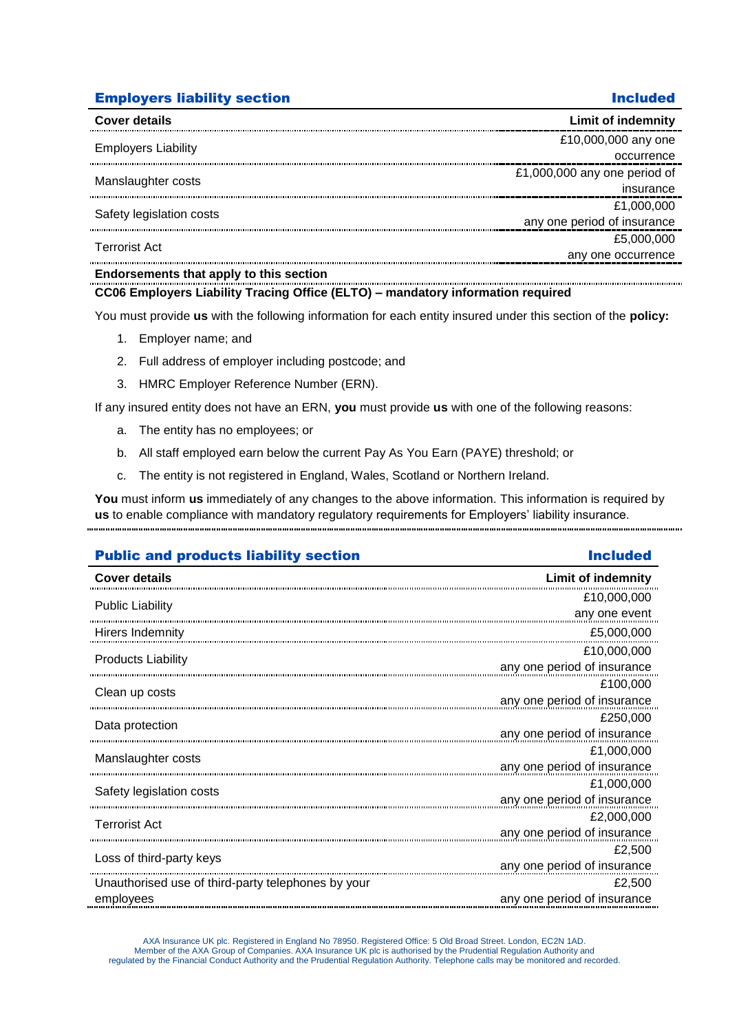## Employers liability section — Included

| Cover details | Limit of indemnity |
|---|---|
| Employers Liability | £10,000,000 any one occurrence |
| Manslaughter costs | £1,000,000 any one period of insurance |
| Safety legislation costs | £1,000,000 any one period of insurance |
| Terrorist Act | £5,000,000 any one occurrence |

**Endorsements that apply to this section**

**CC06 Employers Liability Tracing Office (ELTO) – mandatory information required**

You must provide **us** with the following information for each entity insured under this section of the **policy:**

1. Employer name; and
2. Full address of employer including postcode; and
3. HMRC Employer Reference Number (ERN).

If any insured entity does not have an ERN, **you** must provide **us** with one of the following reasons:

a. The entity has no employees; or
b. All staff employed earn below the current Pay As You Earn (PAYE) threshold; or
c. The entity is not registered in England, Wales, Scotland or Northern Ireland.

**You** must inform **us** immediately of any changes to the above information. This information is required by **us** to enable compliance with mandatory regulatory requirements for Employers' liability insurance.

## Public and products liability section — Included

| Cover details | Limit of indemnity |
|---|---|
| Public Liability | £10,000,000 any one event |
| Hirers Indemnity | £5,000,000 |
| Products Liability | £10,000,000 any one period of insurance |
| Clean up costs | £100,000 any one period of insurance |
| Data protection | £250,000 any one period of insurance |
| Manslaughter costs | £1,000,000 any one period of insurance |
| Safety legislation costs | £1,000,000 any one period of insurance |
| Terrorist Act | £2,000,000 any one period of insurance |
| Loss of third-party keys | £2,500 any one period of insurance |
| Unauthorised use of third-party telephones by your employees | £2,500 any one period of insurance |

AXA Insurance UK plc. Registered in England No 78950. Registered Office: 5 Old Broad Street. London, EC2N 1AD. Member of the AXA Group of Companies. AXA Insurance UK plc is authorised by the Prudential Regulation Authority and regulated by the Financial Conduct Authority and the Prudential Regulation Authority. Telephone calls may be monitored and recorded.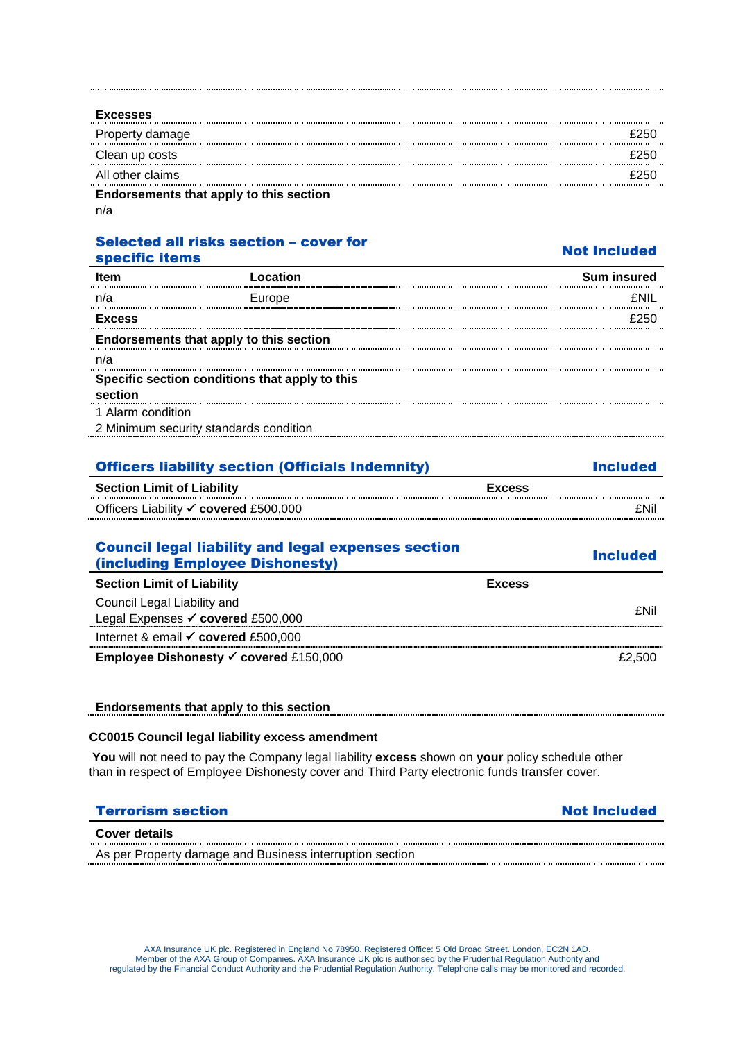**Excesses**

| | |
|---|---|
| Property damage | £250 |
| Clean up costs | £250 |
| All other claims | £250 |

**Endorsements that apply to this section**

n/a

## Selected all risks section – cover for specific items — Not Included

| Item | Location | Sum insured |
|---|---|---|
| n/a | Europe | £NIL |
| **Excess** | | £250 |

**Endorsements that apply to this section**

n/a

**Specific section conditions that apply to this section**

1 Alarm condition

2 Minimum security standards condition

## Officers liability section (Officials Indemnity) — Included

| Section Limit of Liability | Excess |
|---|---|
| Officers Liability ✓ **covered** £500,000 | £Nil |

## Council legal liability and legal expenses section (including Employee Dishonesty) — Included

| Section Limit of Liability | Excess |
|---|---|
| Council Legal Liability and Legal Expenses ✓ **covered** £500,000 | £Nil |
| Internet & email ✓ **covered** £500,000 | |
| **Employee Dishonesty** ✓ **covered** £150,000 | £2,500 |

**Endorsements that apply to this section**

**CC0015 Council legal liability excess amendment**

**You** will not need to pay the Company legal liability **excess** shown on **your** policy schedule other than in respect of Employee Dishonesty cover and Third Party electronic funds transfer cover.

## Terrorism section — Not Included

**Cover details**

As per Property damage and Business interruption section

AXA Insurance UK plc. Registered in England No 78950. Registered Office: 5 Old Broad Street. London, EC2N 1AD. Member of the AXA Group of Companies. AXA Insurance UK plc is authorised by the Prudential Regulation Authority and regulated by the Financial Conduct Authority and the Prudential Regulation Authority. Telephone calls may be monitored and recorded.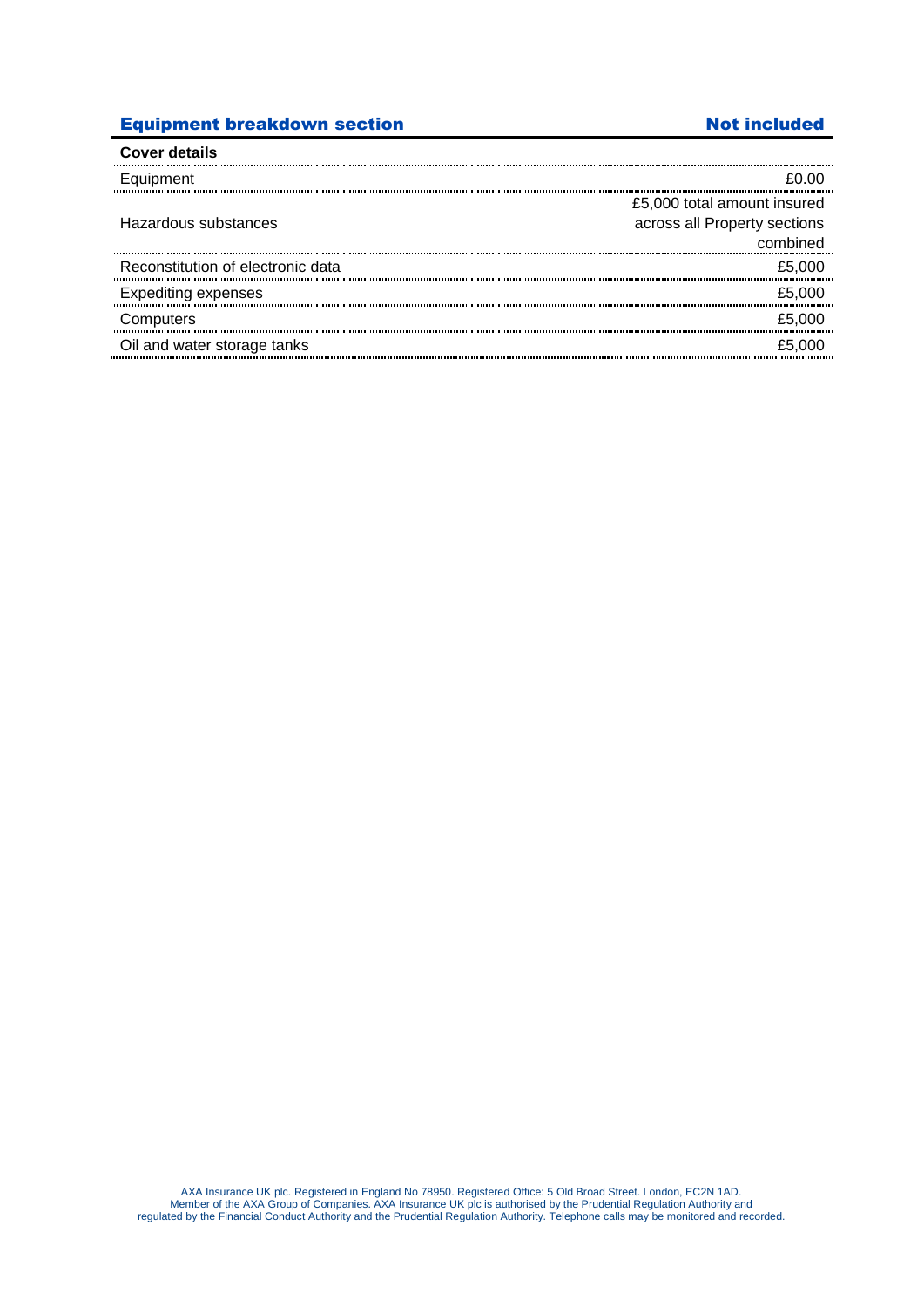## Equipment breakdown section — Not included

| Cover details | |
|---|---|
| Equipment | £0.00 |
| Hazardous substances | £5,000 total amount insured across all Property sections combined |
| Reconstitution of electronic data | £5,000 |
| Expediting expenses | £5,000 |
| Computers | £5,000 |
| Oil and water storage tanks | £5,000 |

AXA Insurance UK plc. Registered in England No 78950. Registered Office: 5 Old Broad Street. London, EC2N 1AD.
Member of the AXA Group of Companies. AXA Insurance UK plc is authorised by the Prudential Regulation Authority and regulated by the Financial Conduct Authority and the Prudential Regulation Authority. Telephone calls may be monitored and recorded.